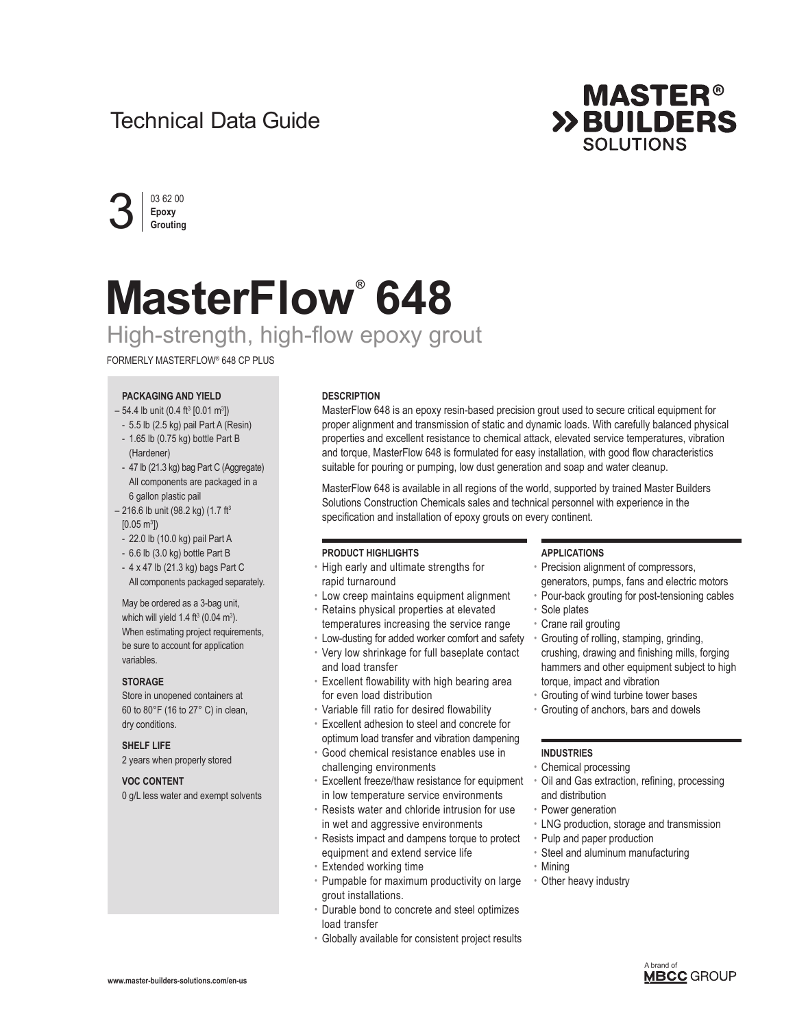Technical Data Guide

**MASTER® BUILDERS SOLUTIONS**

3 | 03 62 00 **Epoxy Grouting**

# MasterFlow® 648

## High-strength, high-flow epoxy grout

FORMERLY MASTERFLOW® 648 CP PLUS

### PACKAGING AND YIELD

- 54.4 lb unit (0.4 ft³ [0.01 m³])
  - 5.5 lb (2.5 kg) pail Part A (Resin)
  - 1.65 lb (0.75 kg) bottle Part B (Hardener)
  - 47 lb (21.3 kg) bag Part C (Aggregate)
  
  All components are packaged in a 6 gallon plastic pail
- 216.6 lb unit (98.2 kg) (1.7 ft³ [0.05 m³])
  - 22.0 lb (10.0 kg) pail Part A
  - 6.6 lb (3.0 kg) bottle Part B
  - 4 x 47 lb (21.3 kg) bags Part C
  
  All components packaged separately.

May be ordered as a 3-bag unit, which will yield 1.4 ft³ (0.04 m³). When estimating project requirements, be sure to account for application variables.

### STORAGE

Store in unopened containers at 60 to 80°F (16 to 27° C) in clean, dry conditions.

### SHELF LIFE

2 years when properly stored

### VOC CONTENT

0 g/L less water and exempt solvents

### DESCRIPTION

MasterFlow 648 is an epoxy resin-based precision grout used to secure critical equipment for proper alignment and transmission of static and dynamic loads. With carefully balanced physical properties and excellent resistance to chemical attack, elevated service temperatures, vibration and torque, MasterFlow 648 is formulated for easy installation, with good flow characteristics suitable for pouring or pumping, low dust generation and soap and water cleanup.

MasterFlow 648 is available in all regions of the world, supported by trained Master Builders Solutions Construction Chemicals sales and technical personnel with experience in the specification and installation of epoxy grouts on every continent.

### PRODUCT HIGHLIGHTS

- High early and ultimate strengths for rapid turnaround
- Low creep maintains equipment alignment
- Retains physical properties at elevated temperatures increasing the service range
- Low-dusting for added worker comfort and safety
- Very low shrinkage for full baseplate contact and load transfer
- Excellent flowability with high bearing area for even load distribution
- Variable fill ratio for desired flowability
- Excellent adhesion to steel and concrete for optimum load transfer and vibration dampening
- Good chemical resistance enables use in challenging environments
- Excellent freeze/thaw resistance for equipment in low temperature service environments
- Resists water and chloride intrusion for use in wet and aggressive environments
- Resists impact and dampens torque to protect equipment and extend service life
- Extended working time
- Pumpable for maximum productivity on large grout installations.
- Durable bond to concrete and steel optimizes load transfer
- Globally available for consistent project results

### APPLICATIONS

- Precision alignment of compressors, generators, pumps, fans and electric motors
- Pour-back grouting for post-tensioning cables
- Sole plates
- Crane rail grouting
- Grouting of rolling, stamping, grinding, crushing, drawing and finishing mills, forging hammers and other equipment subject to high torque, impact and vibration
- Grouting of wind turbine tower bases
- Grouting of anchors, bars and dowels

### INDUSTRIES

- Chemical processing
- Oil and Gas extraction, refining, processing and distribution
- Power generation
- LNG production, storage and transmission
- Pulp and paper production
- Steel and aluminum manufacturing
- Mining
- Other heavy industry

www.master-builders-solutions.com/en-us

A brand of MBCC GROUP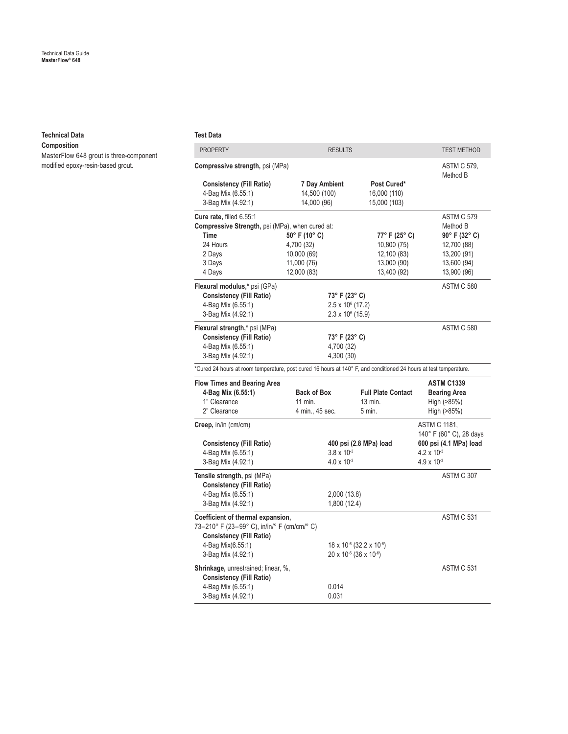## Technical Data

### Composition

MasterFlow 648 grout is three-component modified epoxy-resin-based grout.

### Test Data

| PROPERTY | RESULTS | | | TEST METHOD |
|---|---|---|---|---|
| **Compressive strength,** psi (MPa) | | | | ASTM C 579, Method B |
| **Consistency (Fill Ratio)** | **7 Day Ambient** | **Post Cured*** | | |
| 4-Bag Mix (6.55:1) | 14,500 (100) | 16,000 (110) | | |
| 3-Bag Mix (4.92:1) | 14,000 (96) | 15,000 (103) | | |
| **Cure rate,** filled 6.55:1 | | | | ASTM C 579 Method B |
| **Compressive Strength,** psi (MPa), when cured at: | | | | |
| **Time** | **50° F (10° C)** | **77° F (25° C)** | **90° F (32° C)** | |
| 24 Hours | 4,700 (32) | 10,800 (75) | 12,700 (88) | |
| 2 Days | 10,000 (69) | 12,100 (83) | 13,200 (91) | |
| 3 Days | 11,000 (76) | 13,000 (90) | 13,600 (94) | |
| 4 Days | 12,000 (83) | 13,400 (92) | 13,900 (96) | |
| **Flexural modulus,*** psi (GPa) | | | | ASTM C 580 |
| **Consistency (Fill Ratio)** | **73° F (23° C)** | | | |
| 4-Bag Mix (6.55:1) | $2.5 \times 10^6$ (17.2) | | | |
| 3-Bag Mix (4.92:1) | $2.3 \times 10^6$ (15.9) | | | |
| **Flexural strength,*** psi (MPa) | | | | ASTM C 580 |
| **Consistency (Fill Ratio)** | **73° F (23° C)** | | | |
| 4-Bag Mix (6.55:1) | 4,700 (32) | | | |
| 3-Bag Mix (4.92:1) | 4,300 (30) | | | |

*Cured 24 hours at room temperature, post cured 16 hours at 140° F, and conditioned 24 hours at test temperature.

| Flow Times and Bearing Area | | | ASTM C1339 |
|---|---|---|---|
| **4-Bag Mix (6.55:1)** | **Back of Box** | **Full Plate Contact** | **Bearing Area** |
| 1" Clearance | 11 min. | 13 min. | High (>85%) |
| 2" Clearance | 4 min., 45 sec. | 5 min. | High (>85%) |

| PROPERTY | RESULTS | | TEST METHOD |
|---|---|---|---|
| **Creep,** in/in (cm/cm) | | | ASTM C 1181, 140° F (60° C), 28 days |
| **Consistency (Fill Ratio)** | **400 psi (2.8 MPa) load** | **600 psi (4.1 MPa) load** | |
| 4-Bag Mix (6.55:1) | $3.8 \times 10^{-3}$ | $4.2 \times 10^{-3}$ | |
| 3-Bag Mix (4.92:1) | $4.0 \times 10^{-3}$ | $4.9 \times 10^{-3}$ | |
| **Tensile strength,** psi (MPa) | | | ASTM C 307 |
| **Consistency (Fill Ratio)** | | | |
| 4-Bag Mix (6.55:1) | 2,000 (13.8) | | |
| 3-Bag Mix (4.92:1) | 1,800 (12.4) | | |
| **Coefficient of thermal expansion,** 73–210° F (23–99° C), in/in/° F (cm/cm/° C) | | | ASTM C 531 |
| **Consistency (Fill Ratio)** | | | |
| 4-Bag Mix(6.55:1) | $18 \times 10^{-6}$ ($32.2 \times 10^{-6}$) | | |
| 3-Bag Mix (4.92:1) | $20 \times 10^{-6}$ ($36 \times 10^{-6}$) | | |
| **Shrinkage,** unrestrained; linear, %, | | | ASTM C 531 |
| **Consistency (Fill Ratio)** | | | |
| 4-Bag Mix (6.55:1) | 0.014 | | |
| 3-Bag Mix (4.92:1) | 0.031 | | |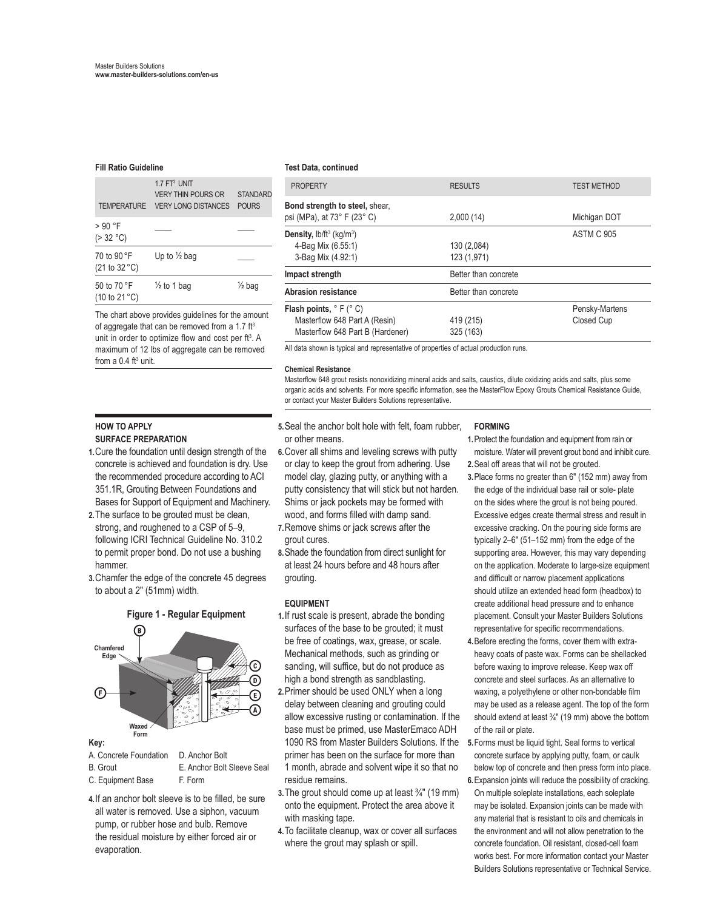### Fill Ratio Guideline

| TEMPERATURE | 1.7 FT³ UNIT VERY THIN POURS OR VERY LONG DISTANCES | STANDARD POURS |
|---|---|---|
| > 90 °F (> 32 °C) | ____ | ____ |
| 70 to 90 °F (21 to 32 °C) | Up to ½ bag | ____ |
| 50 to 70 °F (10 to 21 °C) | ½ to 1 bag | ½ bag |

The chart above provides guidelines for the amount of aggregate that can be removed from a 1.7 ft³ unit in order to optimize flow and cost per ft³. A maximum of 12 lbs of aggregate can be removed from a 0.4 ft³ unit.

### Test Data, continued

| PROPERTY | RESULTS | TEST METHOD |
|---|---|---|
| **Bond strength to steel,** shear, psi (MPa), at 73° F (23° C) | 2,000 (14) | Michigan DOT |
| **Density,** lb/ft³ (kg/m³) | | ASTM C 905 |
| 4-Bag Mix (6.55:1) | 130 (2,084) | |
| 3-Bag Mix (4.92:1) | 123 (1,971) | |
| **Impact strength** | Better than concrete | |
| **Abrasion resistance** | Better than concrete | |
| **Flash points,** ° F (° C) | | Pensky-Martens Closed Cup |
| Masterflow 648 Part A (Resin) | 419 (215) | |
| Masterflow 648 Part B (Hardener) | 325 (163) | |

All data shown is typical and representative of properties of actual production runs.

**Chemical Resistance**

Masterflow 648 grout resists nonoxidizing mineral acids and salts, caustics, dilute oxidizing acids and salts, plus some organic acids and solvents. For more specific information, see the MasterFlow Epoxy Grouts Chemical Resistance Guide, or contact your Master Builders Solutions representative.

## HOW TO APPLY

### SURFACE PREPARATION

1. Cure the foundation until design strength of the concrete is achieved and foundation is dry. Use the recommended procedure according to ACI 351.1R, Grouting Between Foundations and Bases for Support of Equipment and Machinery.
2. The surface to be grouted must be clean, strong, and roughened to a CSP of 5–9, following ICRI Technical Guideline No. 310.2 to permit proper bond. Do not use a bushing hammer.
3. Chamfer the edge of the concrete 45 degrees to about a 2" (51mm) width.

**Figure 1 - Regular Equipment**

**Key:**

A. Concrete Foundation
B. Grout
C. Equipment Base
D. Anchor Bolt
E. Anchor Bolt Sleeve Seal
F. Form

4. If an anchor bolt sleeve is to be filled, be sure all water is removed. Use a siphon, vacuum pump, or rubber hose and bulb. Remove the residual moisture by either forced air or evaporation.
5. Seal the anchor bolt hole with felt, foam rubber, or other means.
6. Cover all shims and leveling screws with putty or clay to keep the grout from adhering. Use model clay, glazing putty, or anything with a putty consistency that will stick but not harden. Shims or jack pockets may be formed with wood, and forms filled with damp sand.
7. Remove shims or jack screws after the grout cures.
8. Shade the foundation from direct sunlight for at least 24 hours before and 48 hours after grouting.

### EQUIPMENT

1. If rust scale is present, abrade the bonding surfaces of the base to be grouted; it must be free of coatings, wax, grease, or scale. Mechanical methods, such as grinding or sanding, will suffice, but do not produce as high a bond strength as sandblasting.
2. Primer should be used ONLY when a long delay between cleaning and grouting could allow excessive rusting or contamination. If the base must be primed, use MasterEmaco ADH 1090 RS from Master Builders Solutions. If the primer has been on the surface for more than 1 month, abrade and solvent wipe it so that no residue remains.
3. The grout should come up at least ¾" (19 mm) onto the equipment. Protect the area above it with masking tape.
4. To facilitate cleanup, wax or cover all surfaces where the grout may splash or spill.

### FORMING

1. Protect the foundation and equipment from rain or moisture. Water will prevent grout bond and inhibit cure.
2. Seal off areas that will not be grouted.
3. Place forms no greater than 6" (152 mm) away from the edge of the individual base rail or sole- plate on the sides where the grout is not being poured. Excessive edges create thermal stress and result in excessive cracking. On the pouring side forms are typically 2–6" (51–152 mm) from the edge of the supporting area. However, this may vary depending on the application. Moderate to large-size equipment and difficult or narrow placement applications should utilize an extended head form (headbox) to create additional head pressure and to enhance placement. Consult your Master Builders Solutions representative for specific recommendations.
4. Before erecting the forms, cover them with extra-heavy coats of paste wax. Forms can be shellacked before waxing to improve release. Keep wax off concrete and steel surfaces. As an alternative to waxing, a polyethylene or other non-bondable film may be used as a release agent. The top of the form should extend at least ¾" (19 mm) above the bottom of the rail or plate.
5. Forms must be liquid tight. Seal forms to vertical concrete surface by applying putty, foam, or caulk below top of concrete and then press form into place.
6. Expansion joints will reduce the possibility of cracking. On multiple soleplate installations, each soleplate may be isolated. Expansion joints can be made with any material that is resistant to oils and chemicals in the environment and will not allow penetration to the concrete foundation. Oil resistant, closed-cell foam works best. For more information contact your Master Builders Solutions representative or Technical Service.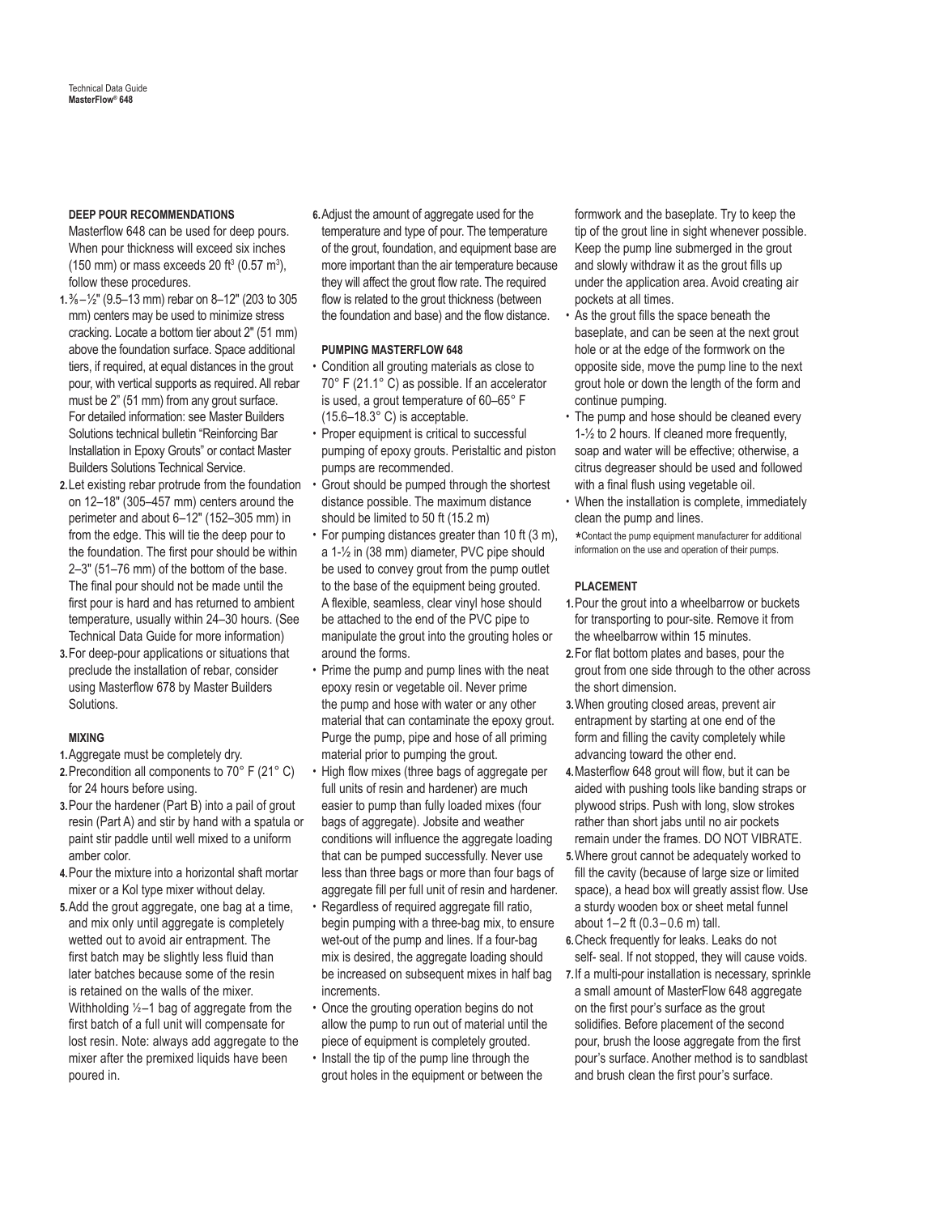### DEEP POUR RECOMMENDATIONS

Masterflow 648 can be used for deep pours. When pour thickness will exceed six inches (150 mm) or mass exceeds 20 ft³ (0.57 m³), follow these procedures.

1. ⅜–½" (9.5–13 mm) rebar on 8–12" (203 to 305 mm) centers may be used to minimize stress cracking. Locate a bottom tier about 2" (51 mm) above the foundation surface. Space additional tiers, if required, at equal distances in the grout pour, with vertical supports as required. All rebar must be 2" (51 mm) from any grout surface. For detailed information: see Master Builders Solutions technical bulletin "Reinforcing Bar Installation in Epoxy Grouts" or contact Master Builders Solutions Technical Service.
2. Let existing rebar protrude from the foundation on 12–18" (305–457 mm) centers around the perimeter and about 6–12" (152–305 mm) in from the edge. This will tie the deep pour to the foundation. The first pour should be within 2–3" (51–76 mm) of the bottom of the base. The final pour should not be made until the first pour is hard and has returned to ambient temperature, usually within 24–30 hours. (See Technical Data Guide for more information)
3. For deep-pour applications or situations that preclude the installation of rebar, consider using Masterflow 678 by Master Builders Solutions.

### MIXING

1. Aggregate must be completely dry.
2. Precondition all components to 70° F (21° C) for 24 hours before using.
3. Pour the hardener (Part B) into a pail of grout resin (Part A) and stir by hand with a spatula or paint stir paddle until well mixed to a uniform amber color.
4. Pour the mixture into a horizontal shaft mortar mixer or a Kol type mixer without delay.
5. Add the grout aggregate, one bag at a time, and mix only until aggregate is completely wetted out to avoid air entrapment. The first batch may be slightly less fluid than later batches because some of the resin is retained on the walls of the mixer. Withholding ½–1 bag of aggregate from the first batch of a full unit will compensate for lost resin. Note: always add aggregate to the mixer after the premixed liquids have been poured in.
6. Adjust the amount of aggregate used for the temperature and type of pour. The temperature of the grout, foundation, and equipment base are more important than the air temperature because they will affect the grout flow rate. The required flow is related to the grout thickness (between the foundation and base) and the flow distance.

### PUMPING MASTERFLOW 648

- Condition all grouting materials as close to 70° F (21.1° C) as possible. If an accelerator is used, a grout temperature of 60–65° F (15.6–18.3° C) is acceptable.
- Proper equipment is critical to successful pumping of epoxy grouts. Peristaltic and piston pumps are recommended.
- Grout should be pumped through the shortest distance possible. The maximum distance should be limited to 50 ft (15.2 m)
- For pumping distances greater than 10 ft (3 m), a 1-½ in (38 mm) diameter, PVC pipe should be used to convey grout from the pump outlet to the base of the equipment being grouted. A flexible, seamless, clear vinyl hose should be attached to the end of the PVC pipe to manipulate the grout into the grouting holes or around the forms.
- Prime the pump and pump lines with the neat epoxy resin or vegetable oil. Never prime the pump and hose with water or any other material that can contaminate the epoxy grout. Purge the pump, pipe and hose of all priming material prior to pumping the grout.
- High flow mixes (three bags of aggregate per full units of resin and hardener) are much easier to pump than fully loaded mixes (four bags of aggregate). Jobsite and weather conditions will influence the aggregate loading that can be pumped successfully. Never use less than three bags or more than four bags of aggregate fill per full unit of resin and hardener.
- Regardless of required aggregate fill ratio, begin pumping with a three-bag mix, to ensure wet-out of the pump and lines. If a four-bag mix is desired, the aggregate loading should be increased on subsequent mixes in half bag increments.
- Once the grouting operation begins do not allow the pump to run out of material until the piece of equipment is completely grouted.
- Install the tip of the pump line through the grout holes in the equipment or between the formwork and the baseplate. Try to keep the tip of the grout line in sight whenever possible. Keep the pump line submerged in the grout and slowly withdraw it as the grout fills up under the application area. Avoid creating air pockets at all times.
- As the grout fills the space beneath the baseplate, and can be seen at the next grout hole or at the edge of the formwork on the opposite side, move the pump line to the next grout hole or down the length of the form and continue pumping.
- The pump and hose should be cleaned every 1-½ to 2 hours. If cleaned more frequently, soap and water will be effective; otherwise, a citrus degreaser should be used and followed with a final flush using vegetable oil.
- When the installation is complete, immediately clean the pump and lines.

*Contact the pump equipment manufacturer for additional information on the use and operation of their pumps.

### PLACEMENT

1. Pour the grout into a wheelbarrow or buckets for transporting to pour-site. Remove it from the wheelbarrow within 15 minutes.
2. For flat bottom plates and bases, pour the grout from one side through to the other across the short dimension.
3. When grouting closed areas, prevent air entrapment by starting at one end of the form and filling the cavity completely while advancing toward the other end.
4. Masterflow 648 grout will flow, but it can be aided with pushing tools like banding straps or plywood strips. Push with long, slow strokes rather than short jabs until no air pockets remain under the frames. DO NOT VIBRATE.
5. Where grout cannot be adequately worked to fill the cavity (because of large size or limited space), a head box will greatly assist flow. Use a sturdy wooden box or sheet metal funnel about 1–2 ft (0.3–0.6 m) tall.
6. Check frequently for leaks. Leaks do not self- seal. If not stopped, they will cause voids.
7. If a multi-pour installation is necessary, sprinkle a small amount of MasterFlow 648 aggregate on the first pour's surface as the grout solidifies. Before placement of the second pour, brush the loose aggregate from the first pour's surface. Another method is to sandblast and brush clean the first pour's surface.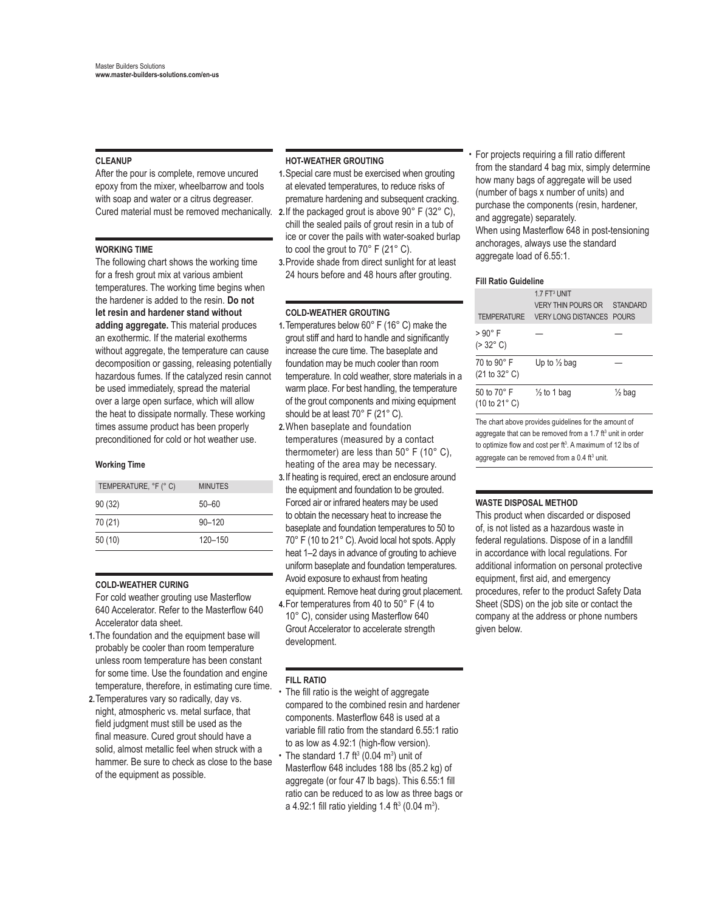## CLEANUP

After the pour is complete, remove uncured epoxy from the mixer, wheelbarrow and tools with soap and water or a citrus degreaser. Cured material must be removed mechanically.

## WORKING TIME

The following chart shows the working time for a fresh grout mix at various ambient temperatures. The working time begins when the hardener is added to the resin. **Do not let resin and hardener stand without adding aggregate.** This material produces an exothermic. If the material exotherms without aggregate, the temperature can cause decomposition or gassing, releasing potentially hazardous fumes. If the catalyzed resin cannot be used immediately, spread the material over a large open surface, which will allow the heat to dissipate normally. These working times assume product has been properly preconditioned for cold or hot weather use.

**Working Time**

| TEMPERATURE, °F (° C) | MINUTES |
|---|---|
| 90 (32) | 50–60 |
| 70 (21) | 90–120 |
| 50 (10) | 120–150 |

## COLD-WEATHER CURING

For cold weather grouting use Masterflow 640 Accelerator. Refer to the Masterflow 640 Accelerator data sheet.

1. The foundation and the equipment base will probably be cooler than room temperature unless room temperature has been constant for some time. Use the foundation and engine temperature, therefore, in estimating cure time.
2. Temperatures vary so radically, day vs. night, atmospheric vs. metal surface, that field judgment must still be used as the final measure. Cured grout should have a solid, almost metallic feel when struck with a hammer. Be sure to check as close to the base of the equipment as possible.

## HOT-WEATHER GROUTING

1. Special care must be exercised when grouting at elevated temperatures, to reduce risks of premature hardening and subsequent cracking.
2. If the packaged grout is above 90° F (32° C), chill the sealed pails of grout resin in a tub of ice or cover the pails with water-soaked burlap to cool the grout to 70° F (21° C).
3. Provide shade from direct sunlight for at least 24 hours before and 48 hours after grouting.

## COLD-WEATHER GROUTING

1. Temperatures below 60° F (16° C) make the grout stiff and hard to handle and significantly increase the cure time. The baseplate and foundation may be much cooler than room temperature. In cold weather, store materials in a warm place. For best handling, the temperature of the grout components and mixing equipment should be at least 70° F (21° C).
2. When baseplate and foundation temperatures (measured by a contact thermometer) are less than 50° F (10° C), heating of the area may be necessary.
3. If heating is required, erect an enclosure around the equipment and foundation to be grouted. Forced air or infrared heaters may be used to obtain the necessary heat to increase the baseplate and foundation temperatures to 50 to 70° F (10 to 21° C). Avoid local hot spots. Apply heat 1–2 days in advance of grouting to achieve uniform baseplate and foundation temperatures. Avoid exposure to exhaust from heating equipment. Remove heat during grout placement.
4. For temperatures from 40 to 50° F (4 to 10° C), consider using Masterflow 640 Grout Accelerator to accelerate strength development.

## FILL RATIO

- The fill ratio is the weight of aggregate compared to the combined resin and hardener components. Masterflow 648 is used at a variable fill ratio from the standard 6.55:1 ratio to as low as 4.92:1 (high-flow version).
- The standard 1.7 $ft^3$ (0.04 $m^3$) unit of Masterflow 648 includes 188 lbs (85.2 kg) of aggregate (or four 47 lb bags). This 6.55:1 fill ratio can be reduced to as low as three bags or a 4.92:1 fill ratio yielding 1.4 $ft^3$ (0.04 $m^3$).
- For projects requiring a fill ratio different from the standard 4 bag mix, simply determine how many bags of aggregate will be used (number of bags x number of units) and purchase the components (resin, hardener, and aggregate) separately.

When using Masterflow 648 in post-tensioning anchorages, always use the standard aggregate load of 6.55:1.

**Fill Ratio Guideline**

| TEMPERATURE | 1.7 FT³ UNIT VERY THIN POURS OR VERY LONG DISTANCES | STANDARD POURS |
|---|---|---|
| > 90° F (> 32° C) | — | — |
| 70 to 90° F (21 to 32° C) | Up to ½ bag | — |
| 50 to 70° F (10 to 21° C) | ½ to 1 bag | ½ bag |

The chart above provides guidelines for the amount of aggregate that can be removed from a 1.7 $ft^3$ unit in order to optimize flow and cost per $ft^3$. A maximum of 12 lbs of aggregate can be removed from a 0.4 $ft^3$ unit.

## WASTE DISPOSAL METHOD

This product when discarded or disposed of, is not listed as a hazardous waste in federal regulations. Dispose of in a landfill in accordance with local regulations. For additional information on personal protective equipment, first aid, and emergency procedures, refer to the product Safety Data Sheet (SDS) on the job site or contact the company at the address or phone numbers given below.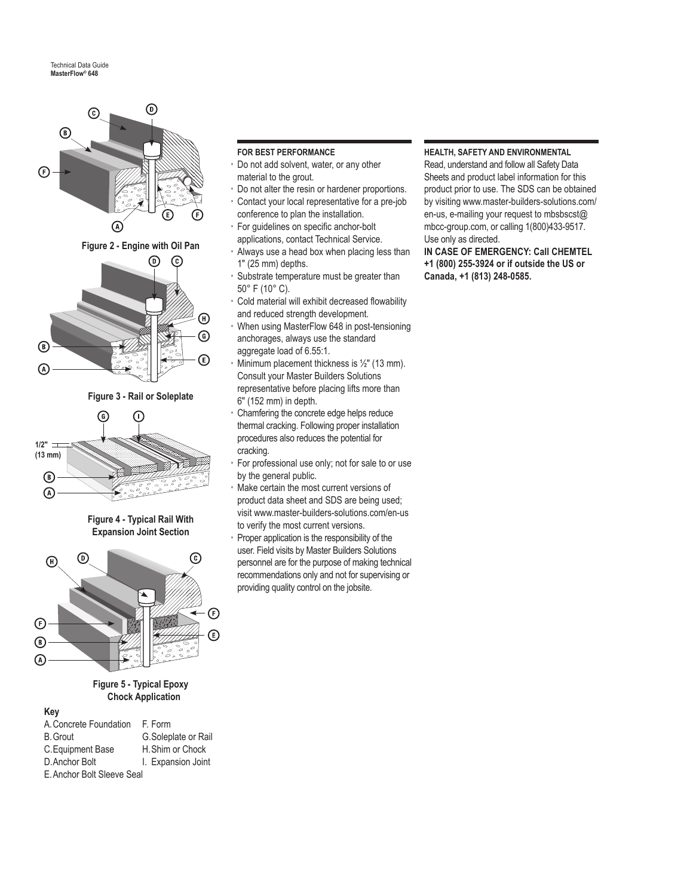Figure 2 - Engine with Oil Pan

Figure 3 - Rail or Soleplate

Figure 4 - Typical Rail With Expansion Joint Section

Figure 5 - Typical Epoxy Chock Application

**Key**

A. Concrete Foundation
B. Grout
C. Equipment Base
D. Anchor Bolt
E. Anchor Bolt Sleeve Seal
F. Form
G. Soleplate or Rail
H. Shim or Chock
I. Expansion Joint

**FOR BEST PERFORMANCE**

- Do not add solvent, water, or any other material to the grout.
- Do not alter the resin or hardener proportions.
- Contact your local representative for a pre-job conference to plan the installation.
- For guidelines on specific anchor-bolt applications, contact Technical Service.
- Always use a head box when placing less than 1" (25 mm) depths.
- Substrate temperature must be greater than 50° F (10° C).
- Cold material will exhibit decreased flowability and reduced strength development.
- When using MasterFlow 648 in post-tensioning anchorages, always use the standard aggregate load of 6.55:1.
- Minimum placement thickness is ½" (13 mm). Consult your Master Builders Solutions representative before placing lifts more than 6" (152 mm) in depth.
- Chamfering the concrete edge helps reduce thermal cracking. Following proper installation procedures also reduces the potential for cracking.
- For professional use only; not for sale to or use by the general public.
- Make certain the most current versions of product data sheet and SDS are being used; visit www.master-builders-solutions.com/en-us to verify the most current versions.
- Proper application is the responsibility of the user. Field visits by Master Builders Solutions personnel are for the purpose of making technical recommendations only and not for supervising or providing quality control on the jobsite.

**HEALTH, SAFETY AND ENVIRONMENTAL**

Read, understand and follow all Safety Data Sheets and product label information for this product prior to use. The SDS can be obtained by visiting www.master-builders-solutions.com/en-us, e-mailing your request to mbsbscst@mbcc-group.com, or calling 1(800)433-9517. Use only as directed.

**IN CASE OF EMERGENCY: Call CHEMTEL +1 (800) 255-3924 or if outside the US or Canada, +1 (813) 248-0585.**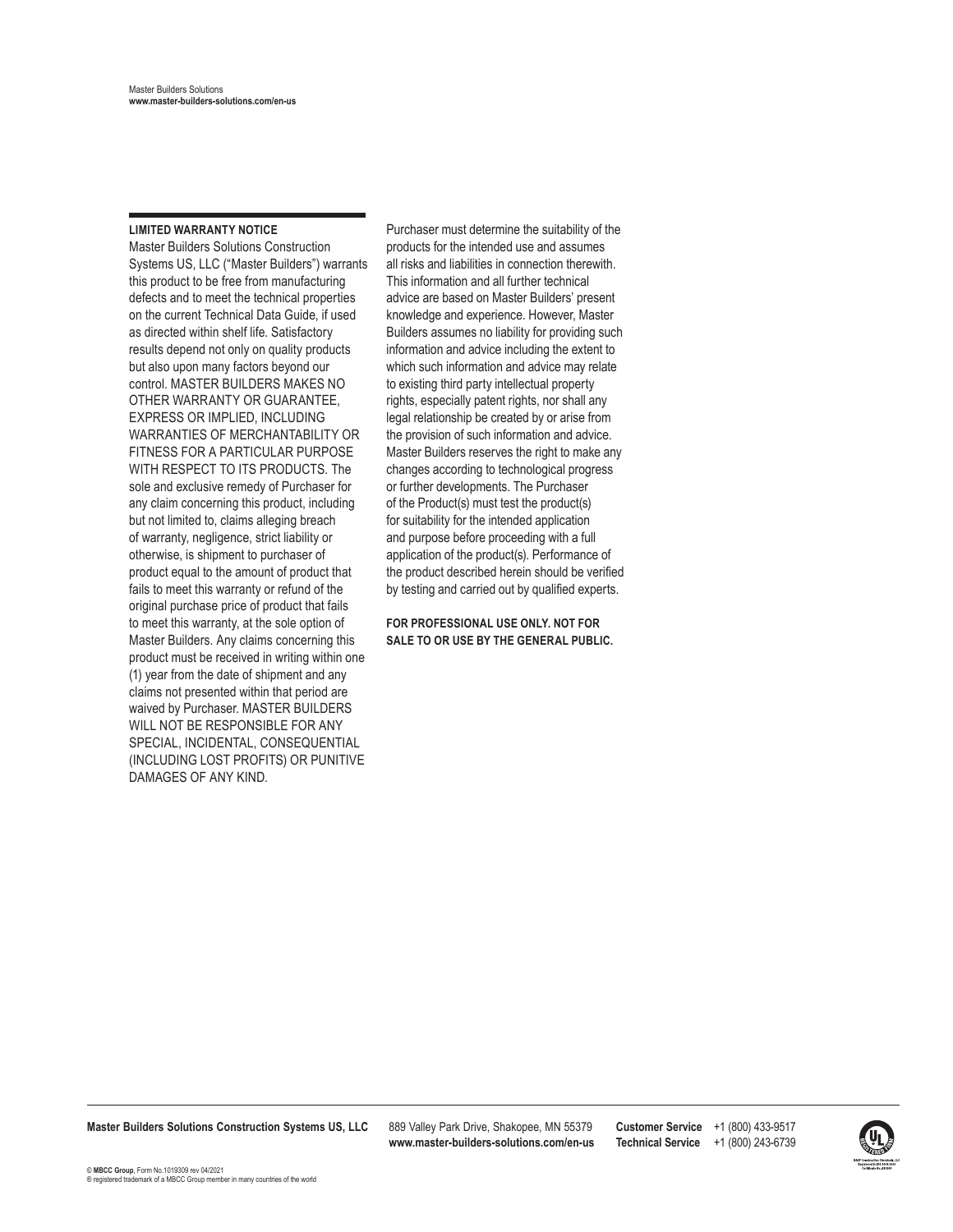### LIMITED WARRANTY NOTICE

Master Builders Solutions Construction Systems US, LLC ("Master Builders") warrants this product to be free from manufacturing defects and to meet the technical properties on the current Technical Data Guide, if used as directed within shelf life. Satisfactory results depend not only on quality products but also upon many factors beyond our control. MASTER BUILDERS MAKES NO OTHER WARRANTY OR GUARANTEE, EXPRESS OR IMPLIED, INCLUDING WARRANTIES OF MERCHANTABILITY OR FITNESS FOR A PARTICULAR PURPOSE WITH RESPECT TO ITS PRODUCTS. The sole and exclusive remedy of Purchaser for any claim concerning this product, including but not limited to, claims alleging breach of warranty, negligence, strict liability or otherwise, is shipment to purchaser of product equal to the amount of product that fails to meet this warranty or refund of the original purchase price of product that fails to meet this warranty, at the sole option of Master Builders. Any claims concerning this product must be received in writing within one (1) year from the date of shipment and any claims not presented within that period are waived by Purchaser. MASTER BUILDERS WILL NOT BE RESPONSIBLE FOR ANY SPECIAL, INCIDENTAL, CONSEQUENTIAL (INCLUDING LOST PROFITS) OR PUNITIVE DAMAGES OF ANY KIND.

Purchaser must determine the suitability of the products for the intended use and assumes all risks and liabilities in connection therewith. This information and all further technical advice are based on Master Builders' present knowledge and experience. However, Master Builders assumes no liability for providing such information and advice including the extent to which such information and advice may relate to existing third party intellectual property rights, especially patent rights, nor shall any legal relationship be created by or arise from the provision of such information and advice. Master Builders reserves the right to make any changes according to technological progress or further developments. The Purchaser of the Product(s) must test the product(s) for suitability for the intended application and purpose before proceeding with a full application of the product(s). Performance of the product described herein should be verified by testing and carried out by qualified experts.

**FOR PROFESSIONAL USE ONLY. NOT FOR SALE TO OR USE BY THE GENERAL PUBLIC.**

**Master Builders Solutions Construction Systems US, LLC** 889 Valley Park Drive, Shakopee, MN 55379
**www.master-builders-solutions.com/en-us**

**Customer Service** +1 (800) 433-9517
**Technical Service** +1 (800) 243-6739

© **MBCC Group**, Form No.1019309 rev 04/2021
® registered trademark of a MBCC Group member in many countries of the world